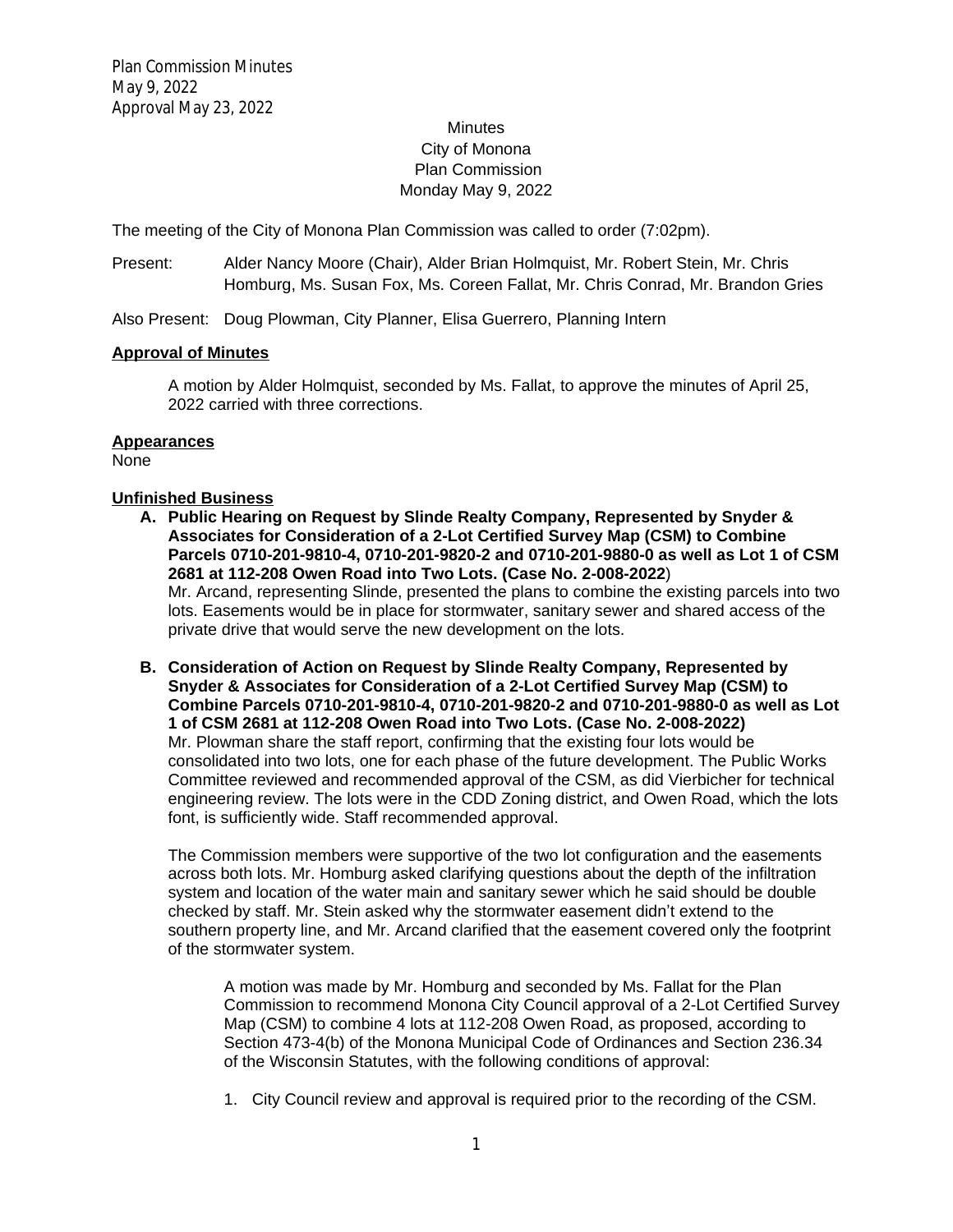Minutes
City of Monona
Plan Commission
Monday May 9, 2022

The meeting of the City of Monona Plan Commission was called to order (7:02pm).

Present: Alder Nancy Moore (Chair), Alder Brian Holmquist, Mr. Robert Stein, Mr. Chris Homburg, Ms. Susan Fox, Ms. Coreen Fallat, Mr. Chris Conrad, Mr. Brandon Gries

Also Present: Doug Plowman, City Planner, Elisa Guerrero, Planning Intern

**Approval of Minutes**

A motion by Alder Holmquist, seconded by Ms. Fallat, to approve the minutes of April 25, 2022 carried with three corrections.

**Appearances**

None

**Unfinished Business**

**A. Public Hearing on Request by Slinde Realty Company, Represented by Snyder & Associates for Consideration of a 2-Lot Certified Survey Map (CSM) to Combine Parcels 0710-201-9810-4, 0710-201-9820-2 and 0710-201-9880-0 as well as Lot 1 of CSM 2681 at 112-208 Owen Road into Two Lots. (Case No. 2-008-2022**)

Mr. Arcand, representing Slinde, presented the plans to combine the existing parcels into two lots. Easements would be in place for stormwater, sanitary sewer and shared access of the private drive that would serve the new development on the lots.

**B. Consideration of Action on Request by Slinde Realty Company, Represented by Snyder & Associates for Consideration of a 2-Lot Certified Survey Map (CSM) to Combine Parcels 0710-201-9810-4, 0710-201-9820-2 and 0710-201-9880-0 as well as Lot 1 of CSM 2681 at 112-208 Owen Road into Two Lots. (Case No. 2-008-2022)**

Mr. Plowman share the staff report, confirming that the existing four lots would be consolidated into two lots, one for each phase of the future development. The Public Works Committee reviewed and recommended approval of the CSM, as did Vierbicher for technical engineering review. The lots were in the CDD Zoning district, and Owen Road, which the lots font, is sufficiently wide. Staff recommended approval.

The Commission members were supportive of the two lot configuration and the easements across both lots. Mr. Homburg asked clarifying questions about the depth of the infiltration system and location of the water main and sanitary sewer which he said should be double checked by staff. Mr. Stein asked why the stormwater easement didn't extend to the southern property line, and Mr. Arcand clarified that the easement covered only the footprint of the stormwater system.

A motion was made by Mr. Homburg and seconded by Ms. Fallat for the Plan Commission to recommend Monona City Council approval of a 2-Lot Certified Survey Map (CSM) to combine 4 lots at 112-208 Owen Road, as proposed, according to Section 473-4(b) of the Monona Municipal Code of Ordinances and Section 236.34 of the Wisconsin Statutes, with the following conditions of approval:

1. City Council review and approval is required prior to the recording of the CSM.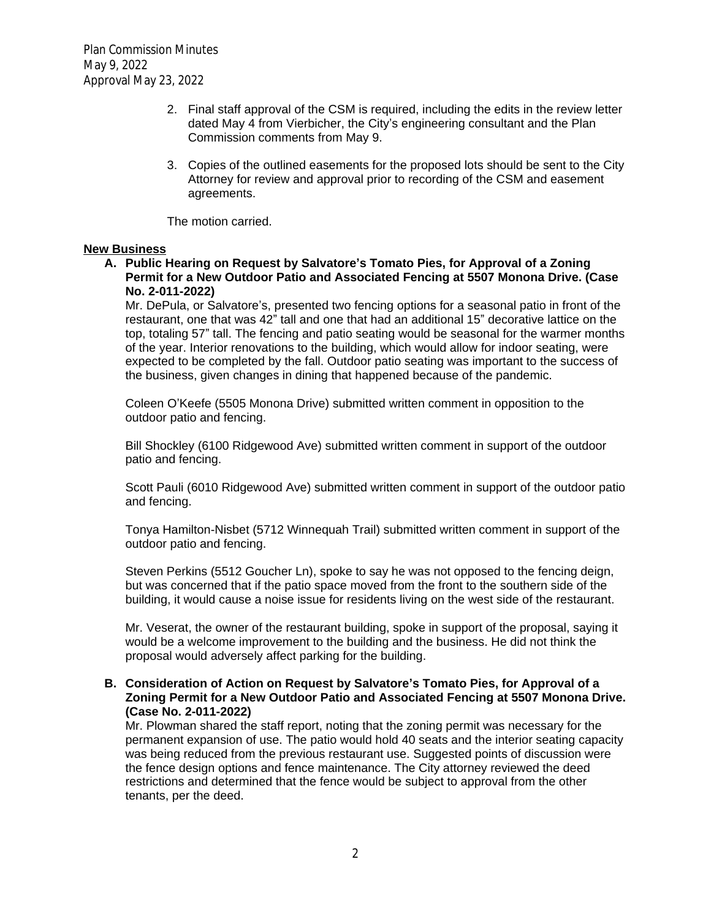2. Final staff approval of the CSM is required, including the edits in the review letter dated May 4 from Vierbicher, the City's engineering consultant and the Plan Commission comments from May 9.

3. Copies of the outlined easements for the proposed lots should be sent to the City Attorney for review and approval prior to recording of the CSM and easement agreements.

The motion carried.

**New Business**

**A. Public Hearing on Request by Salvatore's Tomato Pies, for Approval of a Zoning Permit for a New Outdoor Patio and Associated Fencing at 5507 Monona Drive. (Case No. 2-011-2022)**

Mr. DePula, or Salvatore's, presented two fencing options for a seasonal patio in front of the restaurant, one that was 42" tall and one that had an additional 15" decorative lattice on the top, totaling 57" tall. The fencing and patio seating would be seasonal for the warmer months of the year. Interior renovations to the building, which would allow for indoor seating, were expected to be completed by the fall. Outdoor patio seating was important to the success of the business, given changes in dining that happened because of the pandemic.

Coleen O'Keefe (5505 Monona Drive) submitted written comment in opposition to the outdoor patio and fencing.

Bill Shockley (6100 Ridgewood Ave) submitted written comment in support of the outdoor patio and fencing.

Scott Pauli (6010 Ridgewood Ave) submitted written comment in support of the outdoor patio and fencing.

Tonya Hamilton-Nisbet (5712 Winnequah Trail) submitted written comment in support of the outdoor patio and fencing.

Steven Perkins (5512 Goucher Ln), spoke to say he was not opposed to the fencing deign, but was concerned that if the patio space moved from the front to the southern side of the building, it would cause a noise issue for residents living on the west side of the restaurant.

Mr. Veserat, the owner of the restaurant building, spoke in support of the proposal, saying it would be a welcome improvement to the building and the business. He did not think the proposal would adversely affect parking for the building.

**B. Consideration of Action on Request by Salvatore's Tomato Pies, for Approval of a Zoning Permit for a New Outdoor Patio and Associated Fencing at 5507 Monona Drive. (Case No. 2-011-2022)**

Mr. Plowman shared the staff report, noting that the zoning permit was necessary for the permanent expansion of use. The patio would hold 40 seats and the interior seating capacity was being reduced from the previous restaurant use. Suggested points of discussion were the fence design options and fence maintenance. The City attorney reviewed the deed restrictions and determined that the fence would be subject to approval from the other tenants, per the deed.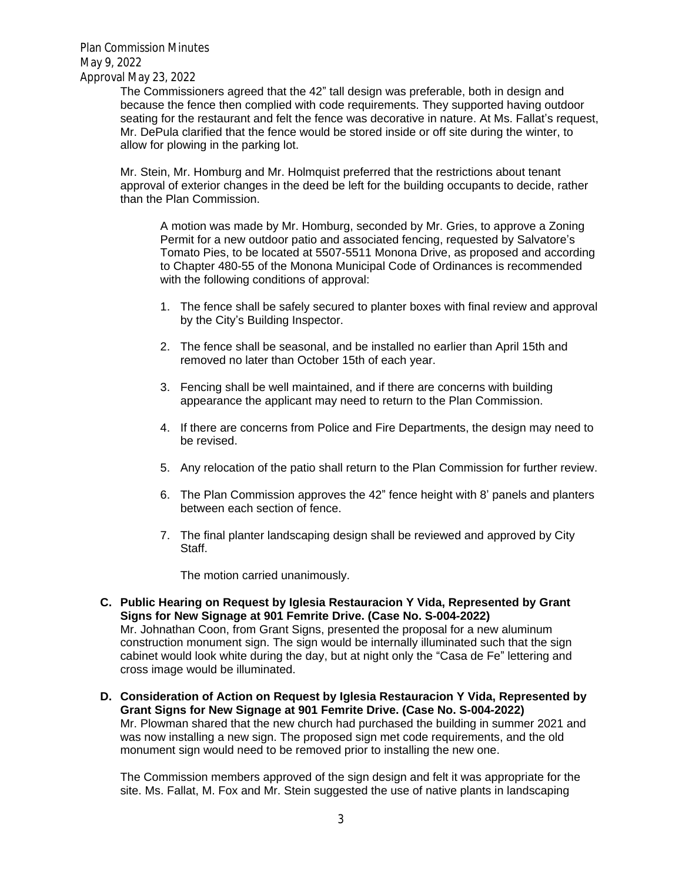The Commissioners agreed that the 42" tall design was preferable, both in design and because the fence then complied with code requirements. They supported having outdoor seating for the restaurant and felt the fence was decorative in nature. At Ms. Fallat's request, Mr. DePula clarified that the fence would be stored inside or off site during the winter, to allow for plowing in the parking lot.

Mr. Stein, Mr. Homburg and Mr. Holmquist preferred that the restrictions about tenant approval of exterior changes in the deed be left for the building occupants to decide, rather than the Plan Commission.

> A motion was made by Mr. Homburg, seconded by Mr. Gries, to approve a Zoning Permit for a new outdoor patio and associated fencing, requested by Salvatore's Tomato Pies, to be located at 5507-5511 Monona Drive, as proposed and according to Chapter 480-55 of the Monona Municipal Code of Ordinances is recommended with the following conditions of approval:
>
> 1. The fence shall be safely secured to planter boxes with final review and approval by the City's Building Inspector.
> 2. The fence shall be seasonal, and be installed no earlier than April 15th and removed no later than October 15th of each year.
> 3. Fencing shall be well maintained, and if there are concerns with building appearance the applicant may need to return to the Plan Commission.
> 4. If there are concerns from Police and Fire Departments, the design may need to be revised.
> 5. Any relocation of the patio shall return to the Plan Commission for further review.
> 6. The Plan Commission approves the 42" fence height with 8' panels and planters between each section of fence.
> 7. The final planter landscaping design shall be reviewed and approved by City Staff.
>
> The motion carried unanimously.

**C. Public Hearing on Request by Iglesia Restauracion Y Vida, Represented by Grant Signs for New Signage at 901 Femrite Drive. (Case No. S-004-2022)**

Mr. Johnathan Coon, from Grant Signs, presented the proposal for a new aluminum construction monument sign. The sign would be internally illuminated such that the sign cabinet would look white during the day, but at night only the "Casa de Fe" lettering and cross image would be illuminated.

**D. Consideration of Action on Request by Iglesia Restauracion Y Vida, Represented by Grant Signs for New Signage at 901 Femrite Drive. (Case No. S-004-2022)**

Mr. Plowman shared that the new church had purchased the building in summer 2021 and was now installing a new sign. The proposed sign met code requirements, and the old monument sign would need to be removed prior to installing the new one.

The Commission members approved of the sign design and felt it was appropriate for the site. Ms. Fallat, M. Fox and Mr. Stein suggested the use of native plants in landscaping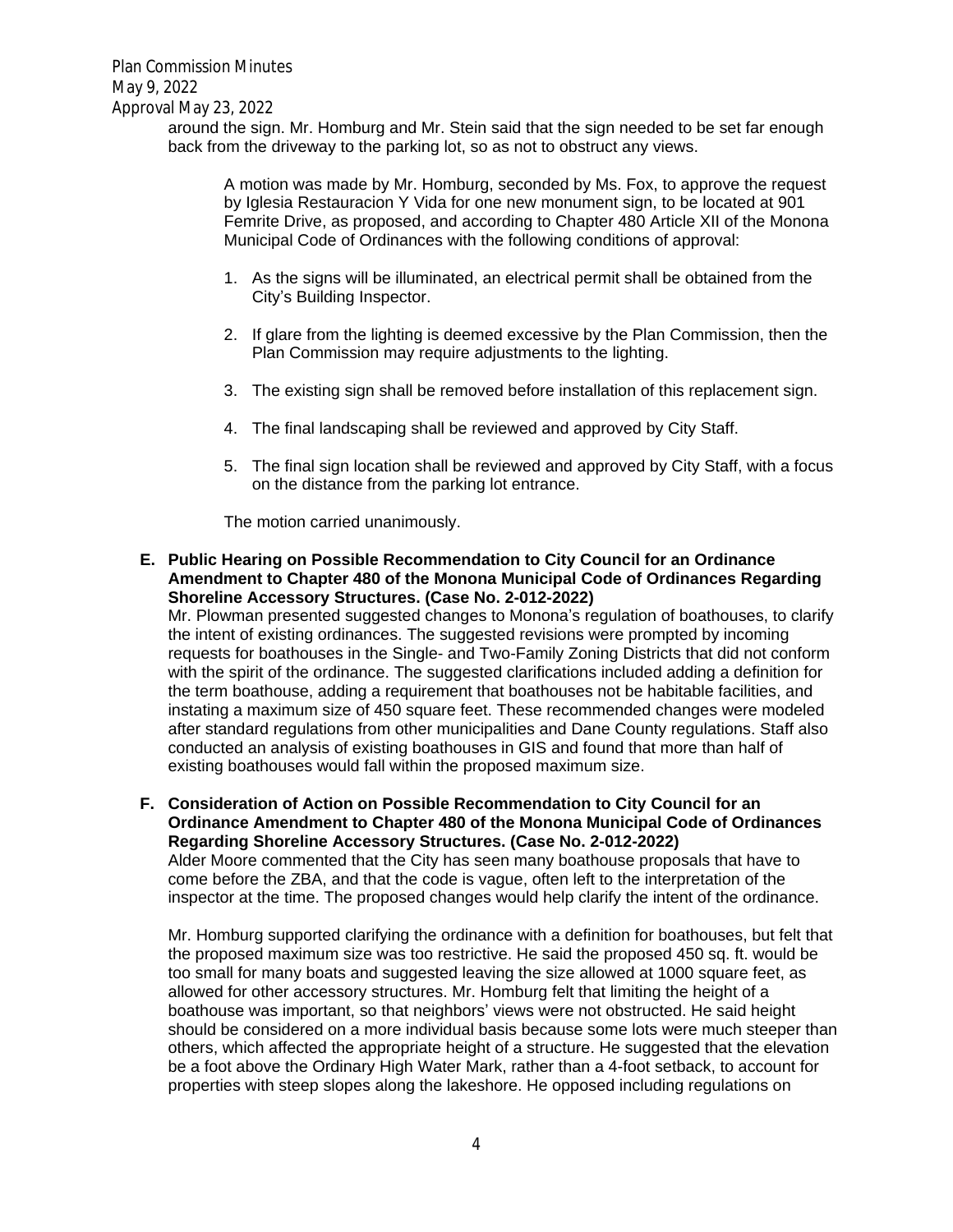around the sign. Mr. Homburg and Mr. Stein said that the sign needed to be set far enough back from the driveway to the parking lot, so as not to obstruct any views.

A motion was made by Mr. Homburg, seconded by Ms. Fox, to approve the request by Iglesia Restauracion Y Vida for one new monument sign, to be located at 901 Femrite Drive, as proposed, and according to Chapter 480 Article XII of the Monona Municipal Code of Ordinances with the following conditions of approval:

1. As the signs will be illuminated, an electrical permit shall be obtained from the City's Building Inspector.
2. If glare from the lighting is deemed excessive by the Plan Commission, then the Plan Commission may require adjustments to the lighting.
3. The existing sign shall be removed before installation of this replacement sign.
4. The final landscaping shall be reviewed and approved by City Staff.
5. The final sign location shall be reviewed and approved by City Staff, with a focus on the distance from the parking lot entrance.

The motion carried unanimously.

**E. Public Hearing on Possible Recommendation to City Council for an Ordinance Amendment to Chapter 480 of the Monona Municipal Code of Ordinances Regarding Shoreline Accessory Structures. (Case No. 2-012-2022)**

Mr. Plowman presented suggested changes to Monona's regulation of boathouses, to clarify the intent of existing ordinances. The suggested revisions were prompted by incoming requests for boathouses in the Single- and Two-Family Zoning Districts that did not conform with the spirit of the ordinance. The suggested clarifications included adding a definition for the term boathouse, adding a requirement that boathouses not be habitable facilities, and instating a maximum size of 450 square feet. These recommended changes were modeled after standard regulations from other municipalities and Dane County regulations. Staff also conducted an analysis of existing boathouses in GIS and found that more than half of existing boathouses would fall within the proposed maximum size.

**F. Consideration of Action on Possible Recommendation to City Council for an Ordinance Amendment to Chapter 480 of the Monona Municipal Code of Ordinances Regarding Shoreline Accessory Structures. (Case No. 2-012-2022)**

Alder Moore commented that the City has seen many boathouse proposals that have to come before the ZBA, and that the code is vague, often left to the interpretation of the inspector at the time. The proposed changes would help clarify the intent of the ordinance.

Mr. Homburg supported clarifying the ordinance with a definition for boathouses, but felt that the proposed maximum size was too restrictive. He said the proposed 450 sq. ft. would be too small for many boats and suggested leaving the size allowed at 1000 square feet, as allowed for other accessory structures. Mr. Homburg felt that limiting the height of a boathouse was important, so that neighbors' views were not obstructed. He said height should be considered on a more individual basis because some lots were much steeper than others, which affected the appropriate height of a structure. He suggested that the elevation be a foot above the Ordinary High Water Mark, rather than a 4-foot setback, to account for properties with steep slopes along the lakeshore. He opposed including regulations on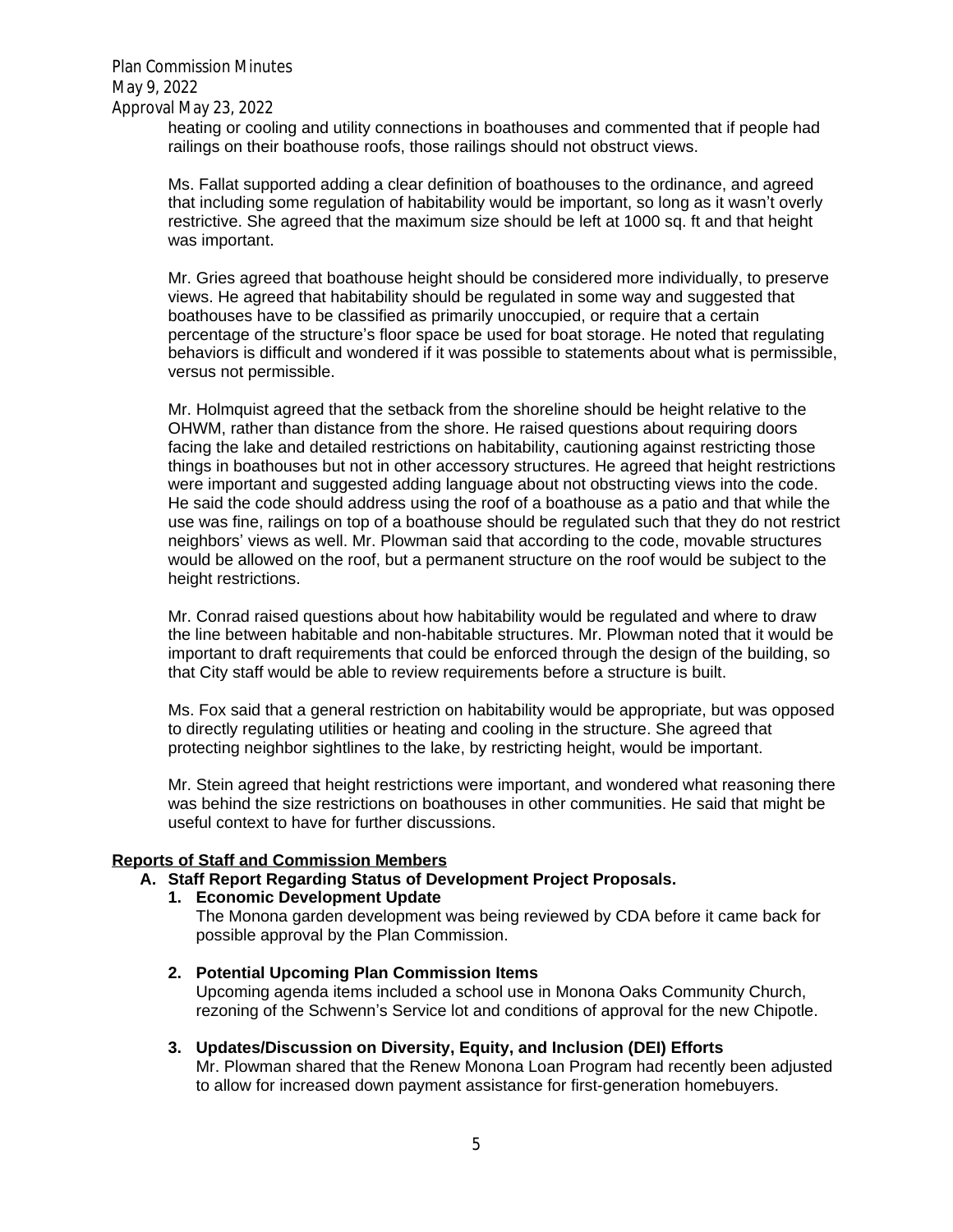heating or cooling and utility connections in boathouses and commented that if people had railings on their boathouse roofs, those railings should not obstruct views.

Ms. Fallat supported adding a clear definition of boathouses to the ordinance, and agreed that including some regulation of habitability would be important, so long as it wasn't overly restrictive. She agreed that the maximum size should be left at 1000 sq. ft and that height was important.

Mr. Gries agreed that boathouse height should be considered more individually, to preserve views. He agreed that habitability should be regulated in some way and suggested that boathouses have to be classified as primarily unoccupied, or require that a certain percentage of the structure's floor space be used for boat storage. He noted that regulating behaviors is difficult and wondered if it was possible to statements about what is permissible, versus not permissible.

Mr. Holmquist agreed that the setback from the shoreline should be height relative to the OHWM, rather than distance from the shore. He raised questions about requiring doors facing the lake and detailed restrictions on habitability, cautioning against restricting those things in boathouses but not in other accessory structures. He agreed that height restrictions were important and suggested adding language about not obstructing views into the code. He said the code should address using the roof of a boathouse as a patio and that while the use was fine, railings on top of a boathouse should be regulated such that they do not restrict neighbors' views as well. Mr. Plowman said that according to the code, movable structures would be allowed on the roof, but a permanent structure on the roof would be subject to the height restrictions.

Mr. Conrad raised questions about how habitability would be regulated and where to draw the line between habitable and non-habitable structures. Mr. Plowman noted that it would be important to draft requirements that could be enforced through the design of the building, so that City staff would be able to review requirements before a structure is built.

Ms. Fox said that a general restriction on habitability would be appropriate, but was opposed to directly regulating utilities or heating and cooling in the structure. She agreed that protecting neighbor sightlines to the lake, by restricting height, would be important.

Mr. Stein agreed that height restrictions were important, and wondered what reasoning there was behind the size restrictions on boathouses in other communities. He said that might be useful context to have for further discussions.

**Reports of Staff and Commission Members**

**A. Staff Report Regarding Status of Development Project Proposals.**

**1. Economic Development Update**

The Monona garden development was being reviewed by CDA before it came back for possible approval by the Plan Commission.

**2. Potential Upcoming Plan Commission Items**

Upcoming agenda items included a school use in Monona Oaks Community Church, rezoning of the Schwenn's Service lot and conditions of approval for the new Chipotle.

**3. Updates/Discussion on Diversity, Equity, and Inclusion (DEI) Efforts**

Mr. Plowman shared that the Renew Monona Loan Program had recently been adjusted to allow for increased down payment assistance for first-generation homebuyers.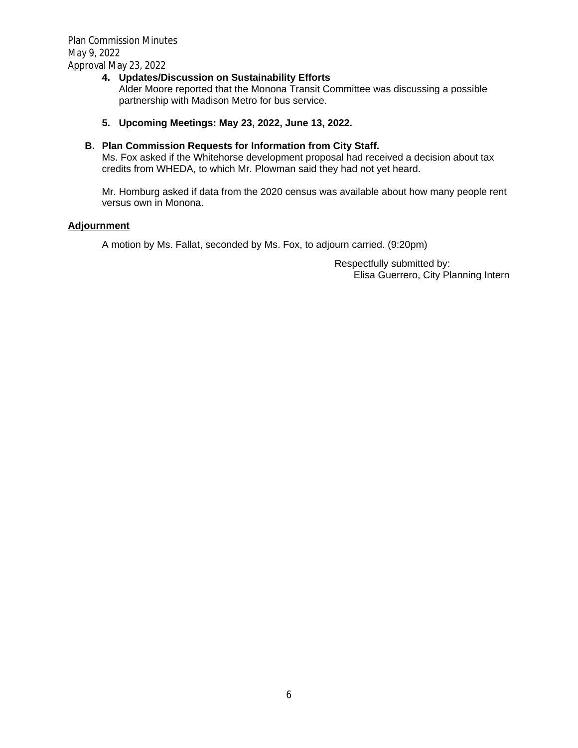**4. Updates/Discussion on Sustainability Efforts**

Alder Moore reported that the Monona Transit Committee was discussing a possible partnership with Madison Metro for bus service.

**5. Upcoming Meetings: May 23, 2022, June 13, 2022.**

**B. Plan Commission Requests for Information from City Staff.**

Ms. Fox asked if the Whitehorse development proposal had received a decision about tax credits from WHEDA, to which Mr. Plowman said they had not yet heard.

Mr. Homburg asked if data from the 2020 census was available about how many people rent versus own in Monona.

**Adjournment**

A motion by Ms. Fallat, seconded by Ms. Fox, to adjourn carried. (9:20pm)

Respectfully submitted by:
Elisa Guerrero, City Planning Intern